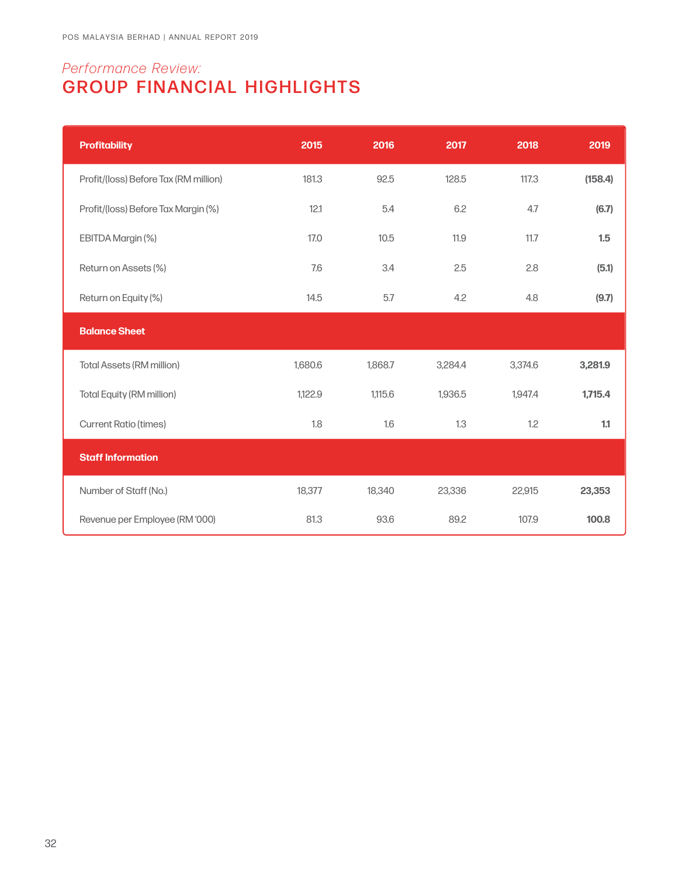*Performance Review:*

# GROUP FINANCIAL HIGHLIGHTS

| Profitability | 2015 | 2016 | 2017 | 2018 | 2019 |
|---|---|---|---|---|---|
| Profit/(loss) Before Tax (RM million) | 181.3 | 92.5 | 128.5 | 117.3 | **(158.4)** |
| Profit/(loss) Before Tax Margin (%) | 12.1 | 5.4 | 6.2 | 4.7 | **(6.7)** |
| EBITDA Margin (%) | 17.0 | 10.5 | 11.9 | 11.7 | **1.5** |
| Return on Assets (%) | 7.6 | 3.4 | 2.5 | 2.8 | **(5.1)** |
| Return on Equity (%) | 14.5 | 5.7 | 4.2 | 4.8 | **(9.7)** |
| **Balance Sheet** | | | | | |
| Total Assets (RM million) | 1,680.6 | 1,868.7 | 3,284.4 | 3,374.6 | **3,281.9** |
| Total Equity (RM million) | 1,122.9 | 1,115.6 | 1,936.5 | 1,947.4 | **1,715.4** |
| Current Ratio (times) | 1.8 | 1.6 | 1.3 | 1.2 | **1.1** |
| **Staff Information** | | | | | |
| Number of Staff (No.) | 18,377 | 18,340 | 23,336 | 22,915 | **23,353** |
| Revenue per Employee (RM '000) | 81.3 | 93.6 | 89.2 | 107.9 | **100.8** |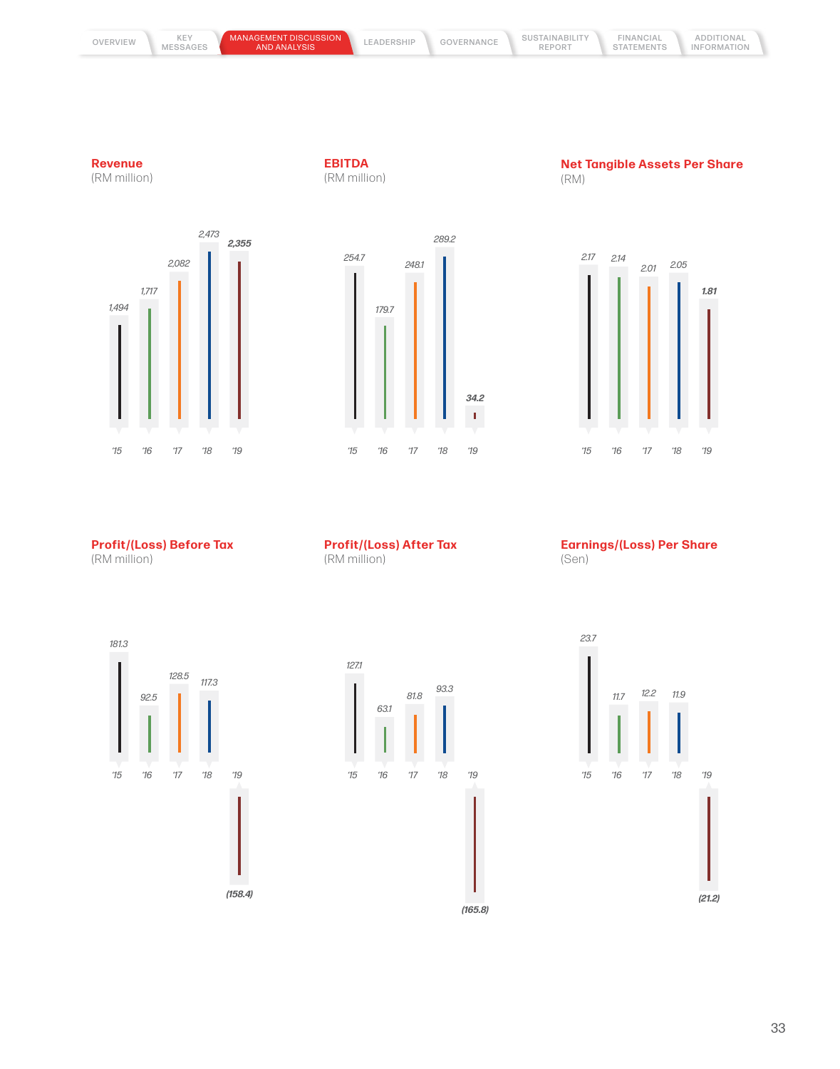## Revenue
(RM million)

1,494
1,717
2,082
2,473
2,355

'15 '16 '17 '18 '19

## EBITDA
(RM million)

254.7
179.7
248.1
289.2
34.2

'15 '16 '17 '18 '19

## Net Tangible Assets Per Share
(RM)

2.17
2.14
2.01
2.05
1.81

'15 '16 '17 '18 '19

## Profit/(Loss) Before Tax
(RM million)

181.3
92.5
128.5
117.3
(158.4)

'15 '16 '17 '18 '19

## Profit/(Loss) After Tax
(RM million)

127.1
63.1
81.8
93.3
(165.8)

'15 '16 '17 '18 '19

## Earnings/(Loss) Per Share
(Sen)

23.7
11.7
12.2
11.9
(21.2)

'15 '16 '17 '18 '19